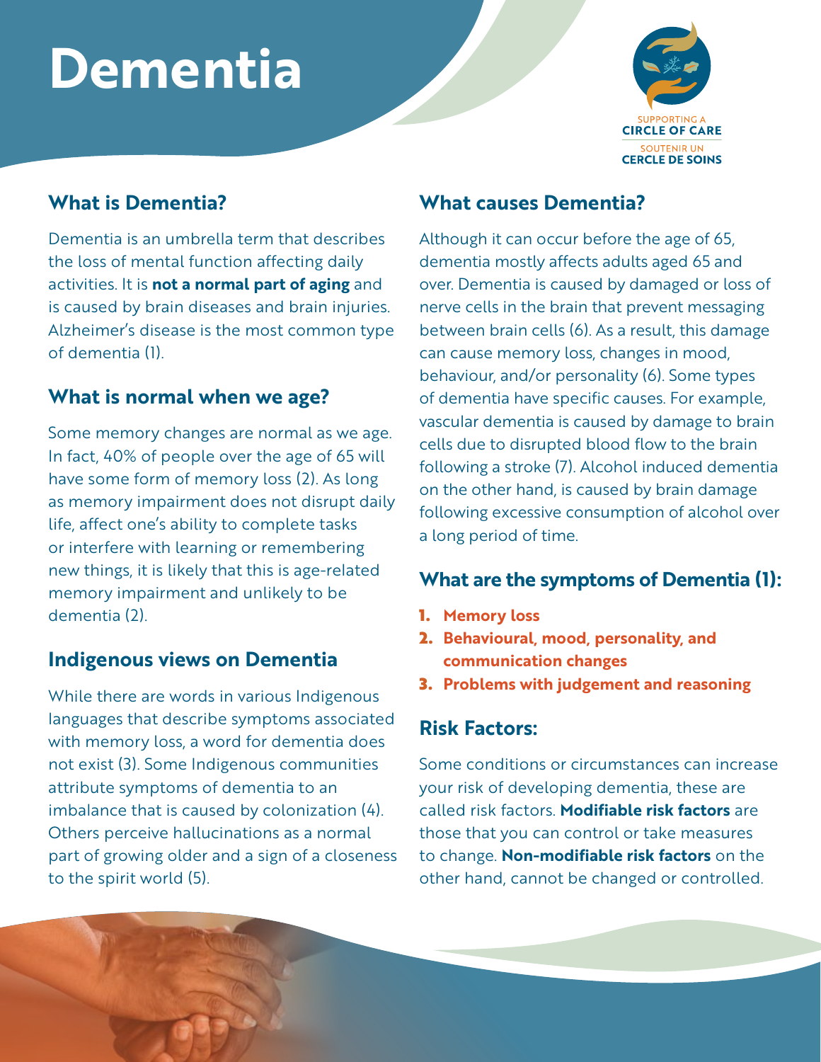# Dementia

SUPPORTING A
CIRCLE OF CARE
SOUTENIR UN
CERCLE DE SOINS

## What is Dementia?

Dementia is an umbrella term that describes the loss of mental function affecting daily activities. It is **not a normal part of aging** and is caused by brain diseases and brain injuries. Alzheimer's disease is the most common type of dementia (1).

## What is normal when we age?

Some memory changes are normal as we age. In fact, 40% of people over the age of 65 will have some form of memory loss (2). As long as memory impairment does not disrupt daily life, affect one's ability to complete tasks or interfere with learning or remembering new things, it is likely that this is age-related memory impairment and unlikely to be dementia (2).

## Indigenous views on Dementia

While there are words in various Indigenous languages that describe symptoms associated with memory loss, a word for dementia does not exist (3). Some Indigenous communities attribute symptoms of dementia to an imbalance that is caused by colonization (4). Others perceive hallucinations as a normal part of growing older and a sign of a closeness to the spirit world (5).

## What causes Dementia?

Although it can occur before the age of 65, dementia mostly affects adults aged 65 and over. Dementia is caused by damaged or loss of nerve cells in the brain that prevent messaging between brain cells (6). As a result, this damage can cause memory loss, changes in mood, behaviour, and/or personality (6). Some types of dementia have specific causes. For example, vascular dementia is caused by damage to brain cells due to disrupted blood flow to the brain following a stroke (7). Alcohol induced dementia on the other hand, is caused by brain damage following excessive consumption of alcohol over a long period of time.

## What are the symptoms of Dementia (1):

1. **Memory loss**
2. **Behavioural, mood, personality, and communication changes**
3. **Problems with judgement and reasoning**

## Risk Factors:

Some conditions or circumstances can increase your risk of developing dementia, these are called risk factors. **Modifiable risk factors** are those that you can control or take measures to change. **Non-modifiable risk factors** on the other hand, cannot be changed or controlled.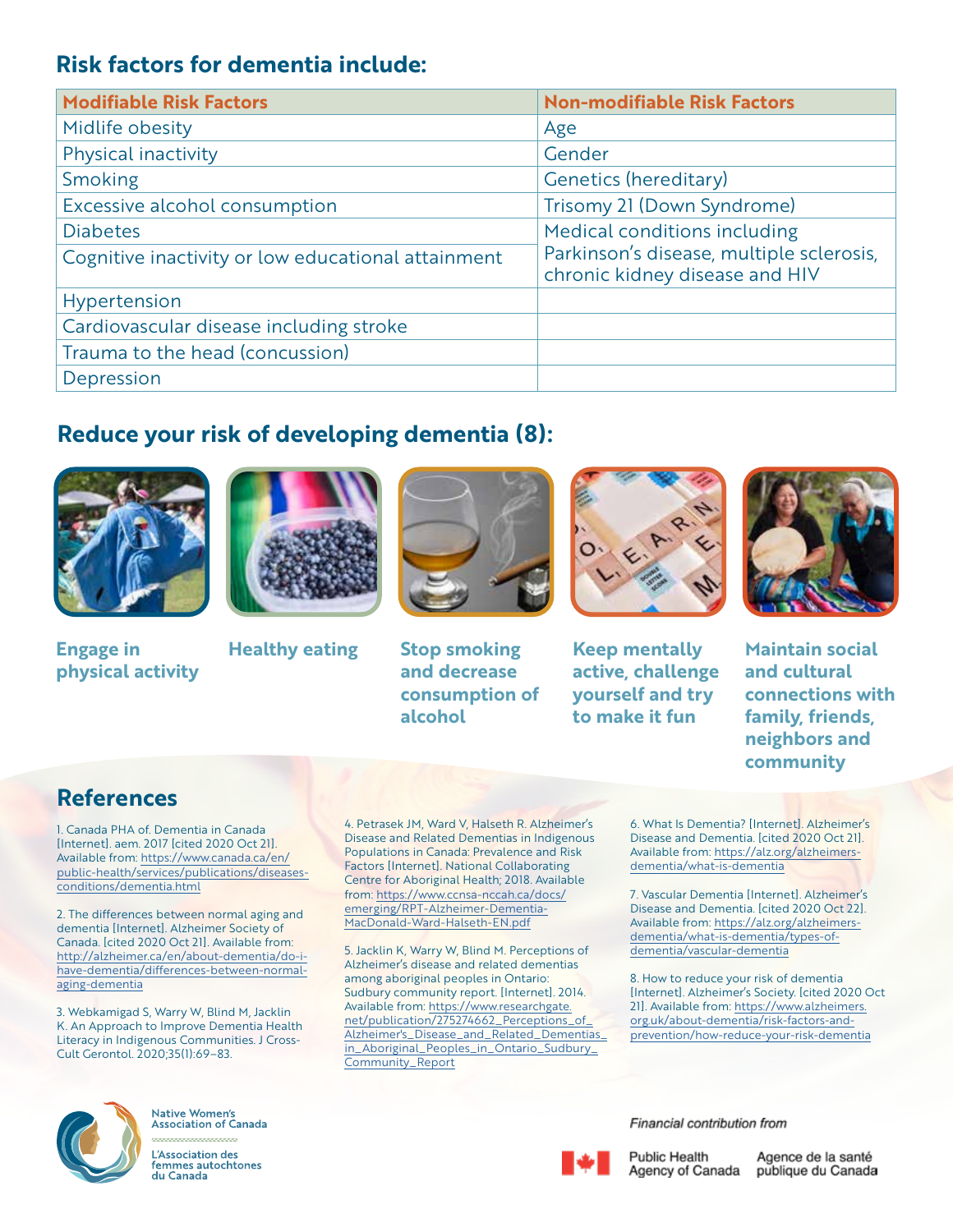## Risk factors for dementia include:

| Modifiable Risk Factors | Non-modifiable Risk Factors |
|---|---|
| Midlife obesity | Age |
| Physical inactivity | Gender |
| Smoking | Genetics (hereditary) |
| Excessive alcohol consumption | Trisomy 21 (Down Syndrome) |
| Diabetes | Medical conditions including Parkinson's disease, multiple sclerosis, chronic kidney disease and HIV |
| Cognitive inactivity or low educational attainment | |
| Hypertension | |
| Cardiovascular disease including stroke | |
| Trauma to the head (concussion) | |
| Depression | |

## Reduce your risk of developing dementia (8):

**Engage in physical activity**

**Healthy eating**

**Stop smoking and decrease consumption of alcohol**

**Keep mentally active, challenge yourself and try to make it fun**

**Maintain social and cultural connections with family, friends, neighbors and community**

## References

1. Canada PHA of. Dementia in Canada [Internet]. aem. 2017 [cited 2020 Oct 21]. Available from: https://www.canada.ca/en/public-health/services/publications/diseases-conditions/dementia.html

2. The differences between normal aging and dementia [Internet]. Alzheimer Society of Canada. [cited 2020 Oct 21]. Available from: http://alzheimer.ca/en/about-dementia/do-i-have-dementia/differences-between-normal-aging-dementia

3. Webkamigad S, Warry W, Blind M, Jacklin K. An Approach to Improve Dementia Health Literacy in Indigenous Communities. J Cross-Cult Gerontol. 2020;35(1):69–83.

4. Petrasek JM, Ward V, Halseth R. Alzheimer's Disease and Related Dementias in Indigenous Populations in Canada: Prevalence and Risk Factors [Internet]. National Collaborating Centre for Aboriginal Health; 2018. Available from: https://www.ccnsa-nccah.ca/docs/emerging/RPT-Alzheimer-Dementia-MacDonald-Ward-Halseth-EN.pdf

5. Jacklin K, Warry W, Blind M. Perceptions of Alzheimer's disease and related dementias among aboriginal peoples in Ontario: Sudbury community report. [Internet]. 2014. Available from: https://www.researchgate.net/publication/275274662_Perceptions_of_Alzheimer's_Disease_and_Related_Dementias_in_Aboriginal_Peoples_in_Ontario_Sudbury_Community_Report

6. What Is Dementia? [Internet]. Alzheimer's Disease and Dementia. [cited 2020 Oct 21]. Available from: https://alz.org/alzheimers-dementia/what-is-dementia

7. Vascular Dementia [Internet]. Alzheimer's Disease and Dementia. [cited 2020 Oct 22]. Available from: https://alz.org/alzheimers-dementia/what-is-dementia/types-of-dementia/vascular-dementia

8. How to reduce your risk of dementia [Internet]. Alzheimer's Society. [cited 2020 Oct 21]. Available from: https://www.alzheimers.org.uk/about-dementia/risk-factors-and-prevention/how-reduce-your-risk-dementia

Native Women's Association of Canada

L'Association des femmes autochtones du Canada

*Financial contribution from*

Public Health Agency of Canada — Agence de la santé publique du Canada